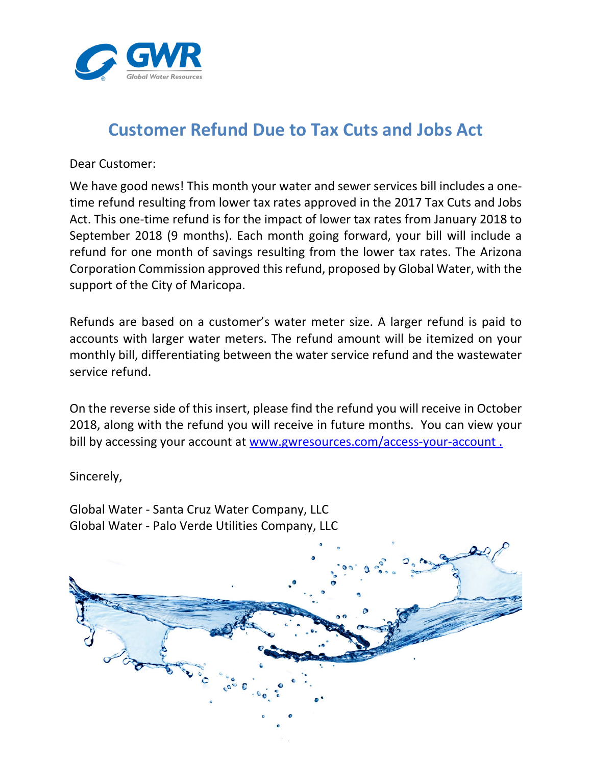# Customer Refund Due to Tax Cuts and Jobs Act

Dear Customer:

We have good news! This month your water and sewer services bill includes a one-time refund resulting from lower tax rates approved in the 2017 Tax Cuts and Jobs Act. This one-time refund is for the impact of lower tax rates from January 2018 to September 2018 (9 months). Each month going forward, your bill will include a refund for one month of savings resulting from the lower tax rates. The Arizona Corporation Commission approved this refund, proposed by Global Water, with the support of the City of Maricopa.

Refunds are based on a customer's water meter size. A larger refund is paid to accounts with larger water meters. The refund amount will be itemized on your monthly bill, differentiating between the water service refund and the wastewater service refund.

On the reverse side of this insert, please find the refund you will receive in October 2018, along with the refund you will receive in future months. You can view your bill by accessing your account at www.gwresources.com/access-your-account .

Sincerely,

Global Water - Santa Cruz Water Company, LLC
Global Water - Palo Verde Utilities Company, LLC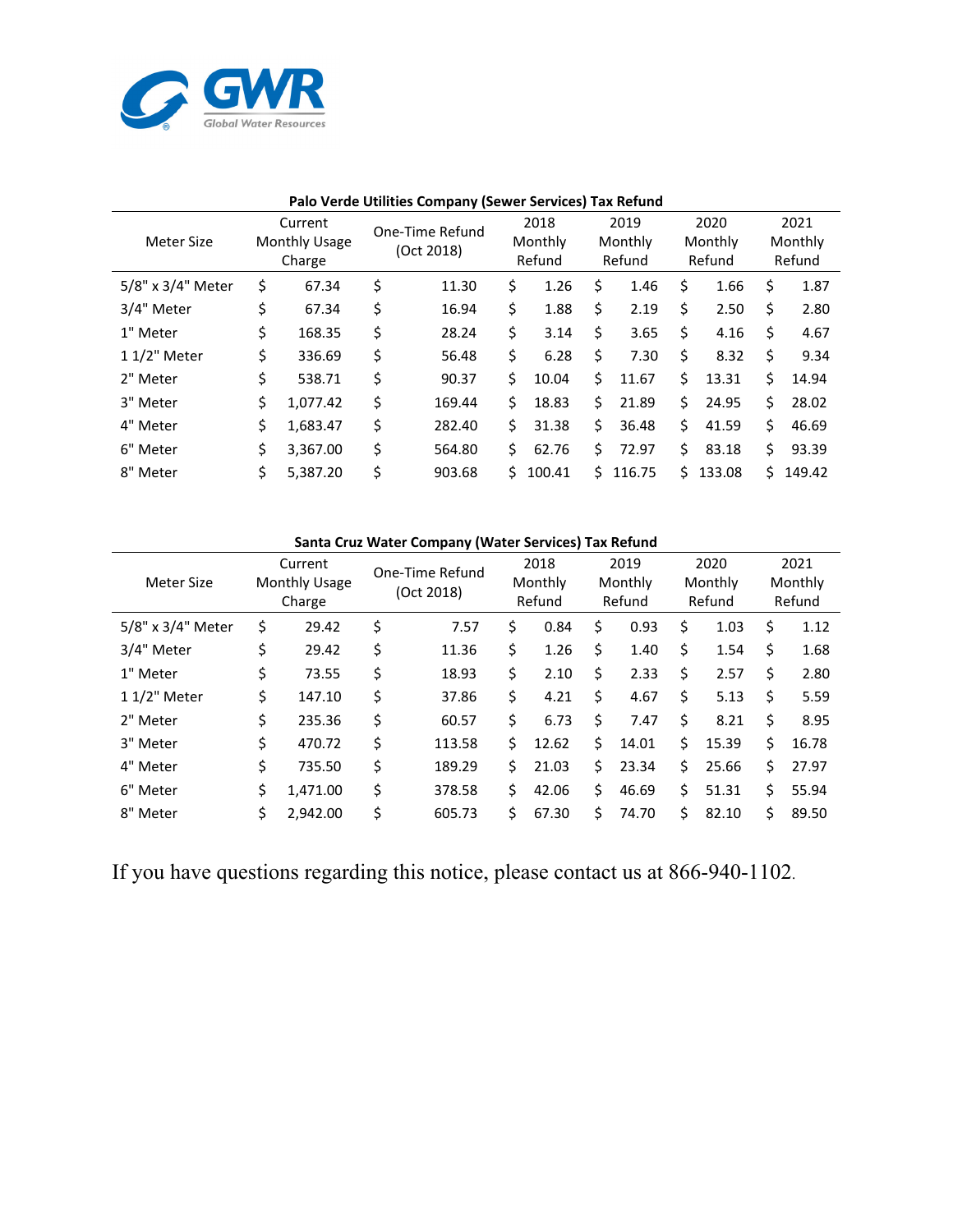**Palo Verde Utilities Company (Sewer Services) Tax Refund**

| Meter Size | Current Monthly Usage Charge | One-Time Refund (Oct 2018) | 2018 Monthly Refund | 2019 Monthly Refund | 2020 Monthly Refund | 2021 Monthly Refund |
|---|---|---|---|---|---|---|
| 5/8" x 3/4" Meter | $ 67.34 | $ 11.30 | $ 1.26 | $ 1.46 | $ 1.66 | $ 1.87 |
| 3/4" Meter | $ 67.34 | $ 16.94 | $ 1.88 | $ 2.19 | $ 2.50 | $ 2.80 |
| 1" Meter | $ 168.35 | $ 28.24 | $ 3.14 | $ 3.65 | $ 4.16 | $ 4.67 |
| 1 1/2" Meter | $ 336.69 | $ 56.48 | $ 6.28 | $ 7.30 | $ 8.32 | $ 9.34 |
| 2" Meter | $ 538.71 | $ 90.37 | $ 10.04 | $ 11.67 | $ 13.31 | $ 14.94 |
| 3" Meter | $ 1,077.42 | $ 169.44 | $ 18.83 | $ 21.89 | $ 24.95 | $ 28.02 |
| 4" Meter | $ 1,683.47 | $ 282.40 | $ 31.38 | $ 36.48 | $ 41.59 | $ 46.69 |
| 6" Meter | $ 3,367.00 | $ 564.80 | $ 62.76 | $ 72.97 | $ 83.18 | $ 93.39 |
| 8" Meter | $ 5,387.20 | $ 903.68 | $ 100.41 | $ 116.75 | $ 133.08 | $ 149.42 |

**Santa Cruz Water Company (Water Services) Tax Refund**

| Meter Size | Current Monthly Usage Charge | One-Time Refund (Oct 2018) | 2018 Monthly Refund | 2019 Monthly Refund | 2020 Monthly Refund | 2021 Monthly Refund |
|---|---|---|---|---|---|---|
| 5/8" x 3/4" Meter | $ 29.42 | $ 7.57 | $ 0.84 | $ 0.93 | $ 1.03 | $ 1.12 |
| 3/4" Meter | $ 29.42 | $ 11.36 | $ 1.26 | $ 1.40 | $ 1.54 | $ 1.68 |
| 1" Meter | $ 73.55 | $ 18.93 | $ 2.10 | $ 2.33 | $ 2.57 | $ 2.80 |
| 1 1/2" Meter | $ 147.10 | $ 37.86 | $ 4.21 | $ 4.67 | $ 5.13 | $ 5.59 |
| 2" Meter | $ 235.36 | $ 60.57 | $ 6.73 | $ 7.47 | $ 8.21 | $ 8.95 |
| 3" Meter | $ 470.72 | $ 113.58 | $ 12.62 | $ 14.01 | $ 15.39 | $ 16.78 |
| 4" Meter | $ 735.50 | $ 189.29 | $ 21.03 | $ 23.34 | $ 25.66 | $ 27.97 |
| 6" Meter | $ 1,471.00 | $ 378.58 | $ 42.06 | $ 46.69 | $ 51.31 | $ 55.94 |
| 8" Meter | $ 2,942.00 | $ 605.73 | $ 67.30 | $ 74.70 | $ 82.10 | $ 89.50 |

If you have questions regarding this notice, please contact us at 866-940-1102.